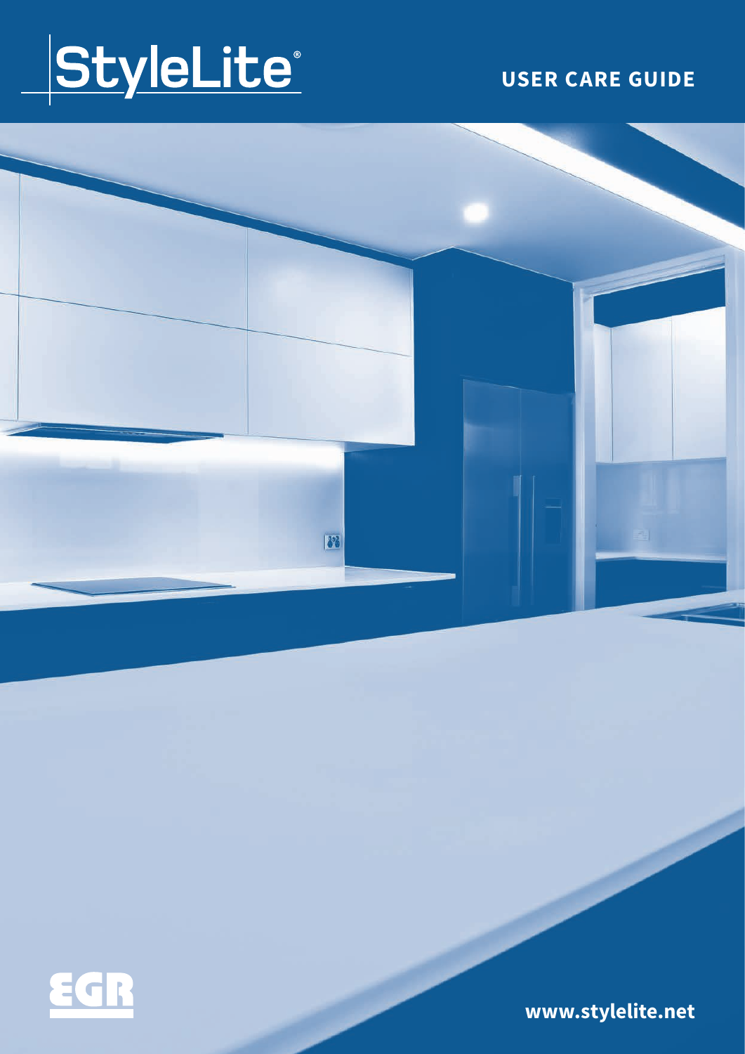# StyleLite®

## USER CARE GUIDE

EGR

www.stylelite.net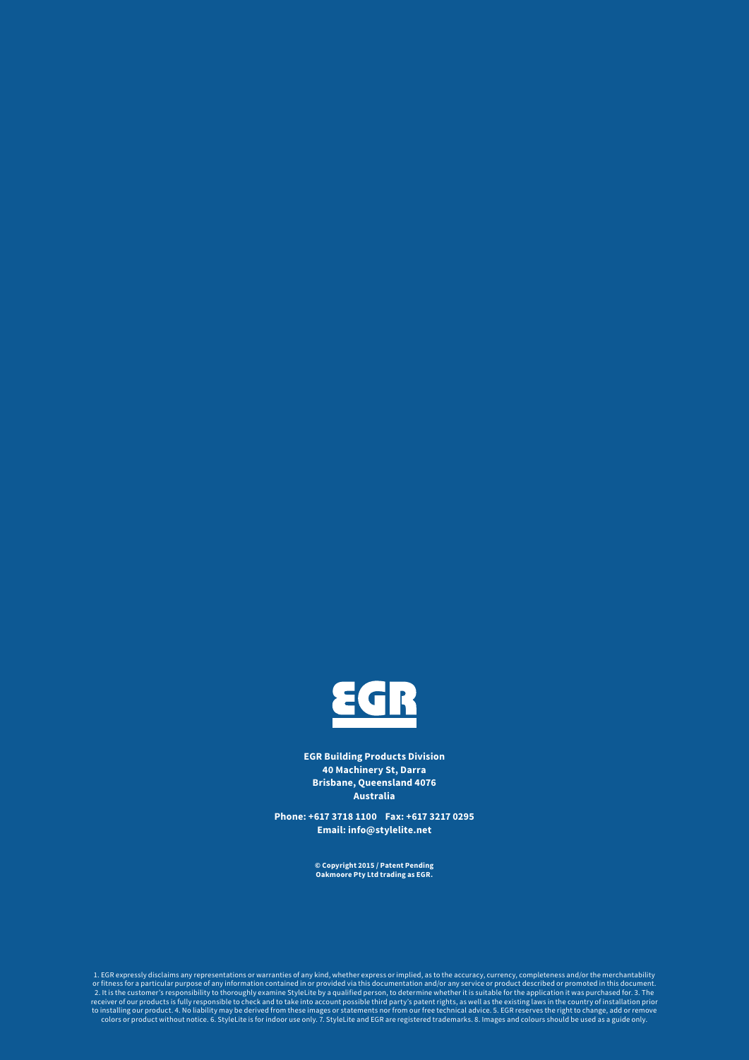EGR

**EGR Building Products Division**
**40 Machinery St, Darra**
**Brisbane, Queensland 4076**
**Australia**

**Phone: +617 3718 1100 Fax: +617 3217 0295**
**Email: info@stylelite.net**

**© Copyright 2015 / Patent Pending**
**Oakmoore Pty Ltd trading as EGR.**

1. EGR expressly disclaims any representations or warranties of any kind, whether express or implied, as to the accuracy, currency, completeness and/or the merchantability or fitness for a particular purpose of any information contained in or provided via this documentation and/or any service or product described or promoted in this document. 2. It is the customer's responsibility to thoroughly examine StyleLite by a qualified person, to determine whether it is suitable for the application it was purchased for. 3. The receiver of our products is fully responsible to check and to take into account possible third party's patent rights, as well as the existing laws in the country of installation prior to installing our product. 4. No liability may be derived from these images or statements nor from our free technical advice. 5. EGR reserves the right to change, add or remove colors or product without notice. 6. StyleLite is for indoor use only. 7. StyleLite and EGR are registered trademarks. 8. Images and colours should be used as a guide only.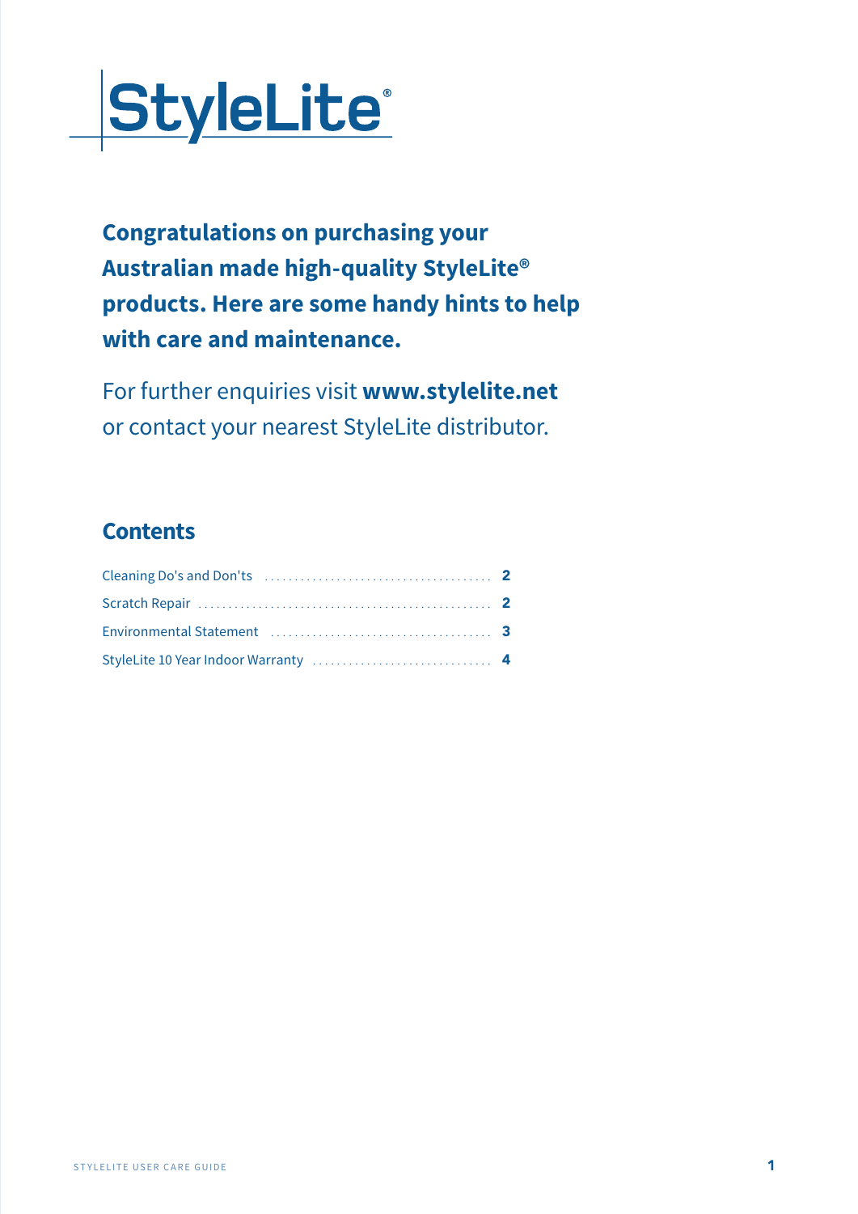# StyleLite®

**Congratulations on purchasing your Australian made high-quality StyleLite® products. Here are some handy hints to help with care and maintenance.**

For further enquiries visit **www.stylelite.net** or contact your nearest StyleLite distributor.

## Contents

| | |
|---|---|
| Cleaning Do's and Don'ts | **2** |
| Scratch Repair | **2** |
| Environmental Statement | **3** |
| StyleLite 10 Year Indoor Warranty | **4** |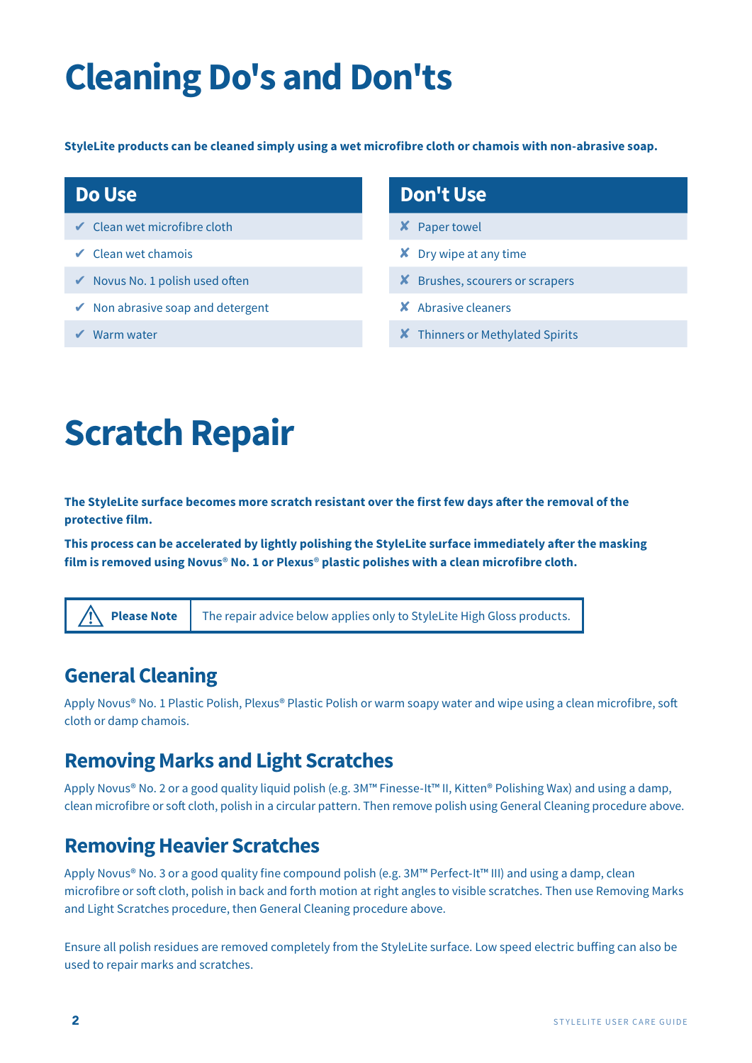# Cleaning Do's and Don'ts

**StyleLite products can be cleaned simply using a wet microfibre cloth or chamois with non-abrasive soap.**

| Do Use | Don't Use |
|---|---|
| ✔ Clean wet microfibre cloth | ✘ Paper towel |
| ✔ Clean wet chamois | ✘ Dry wipe at any time |
| ✔ Novus No. 1 polish used often | ✘ Brushes, scourers or scrapers |
| ✔ Non abrasive soap and detergent | ✘ Abrasive cleaners |
| ✔ Warm water | ✘ Thinners or Methylated Spirits |

# Scratch Repair

**The StyleLite surface becomes more scratch resistant over the first few days after the removal of the protective film.**

**This process can be accelerated by lightly polishing the StyleLite surface immediately after the masking film is removed using Novus® No. 1 or Plexus® plastic polishes with a clean microfibre cloth.**

| ⚠ **Please Note** | The repair advice below applies only to StyleLite High Gloss products. |
|---|---|

## General Cleaning

Apply Novus® No. 1 Plastic Polish, Plexus® Plastic Polish or warm soapy water and wipe using a clean microfibre, soft cloth or damp chamois.

## Removing Marks and Light Scratches

Apply Novus® No. 2 or a good quality liquid polish (e.g. 3M™ Finesse-It™ II, Kitten® Polishing Wax) and using a damp, clean microfibre or soft cloth, polish in a circular pattern. Then remove polish using General Cleaning procedure above.

## Removing Heavier Scratches

Apply Novus® No. 3 or a good quality fine compound polish (e.g. 3M™ Perfect-It™ III) and using a damp, clean microfibre or soft cloth, polish in back and forth motion at right angles to visible scratches. Then use Removing Marks and Light Scratches procedure, then General Cleaning procedure above.

Ensure all polish residues are removed completely from the StyleLite surface. Low speed electric buffing can also be used to repair marks and scratches.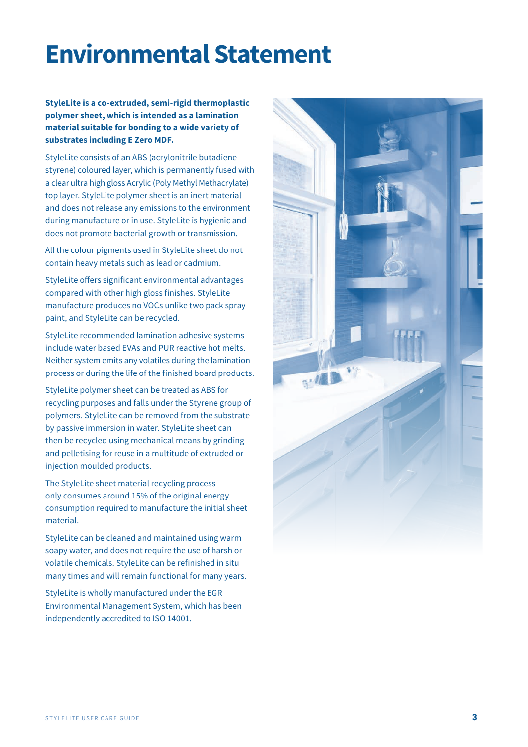# Environmental Statement

**StyleLite is a co-extruded, semi-rigid thermoplastic polymer sheet, which is intended as a lamination material suitable for bonding to a wide variety of substrates including E Zero MDF.**

StyleLite consists of an ABS (acrylonitrile butadiene styrene) coloured layer, which is permanently fused with a clear ultra high gloss Acrylic (Poly Methyl Methacrylate) top layer. StyleLite polymer sheet is an inert material and does not release any emissions to the environment during manufacture or in use. StyleLite is hygienic and does not promote bacterial growth or transmission.

All the colour pigments used in StyleLite sheet do not contain heavy metals such as lead or cadmium.

StyleLite offers significant environmental advantages compared with other high gloss finishes. StyleLite manufacture produces no VOCs unlike two pack spray paint, and StyleLite can be recycled.

StyleLite recommended lamination adhesive systems include water based EVAs and PUR reactive hot melts. Neither system emits any volatiles during the lamination process or during the life of the finished board products.

StyleLite polymer sheet can be treated as ABS for recycling purposes and falls under the Styrene group of polymers. StyleLite can be removed from the substrate by passive immersion in water. StyleLite sheet can then be recycled using mechanical means by grinding and pelletising for reuse in a multitude of extruded or injection moulded products.

The StyleLite sheet material recycling process only consumes around 15% of the original energy consumption required to manufacture the initial sheet material.

StyleLite can be cleaned and maintained using warm soapy water, and does not require the use of harsh or volatile chemicals. StyleLite can be refinished in situ many times and will remain functional for many years.

StyleLite is wholly manufactured under the EGR Environmental Management System, which has been independently accredited to ISO 14001.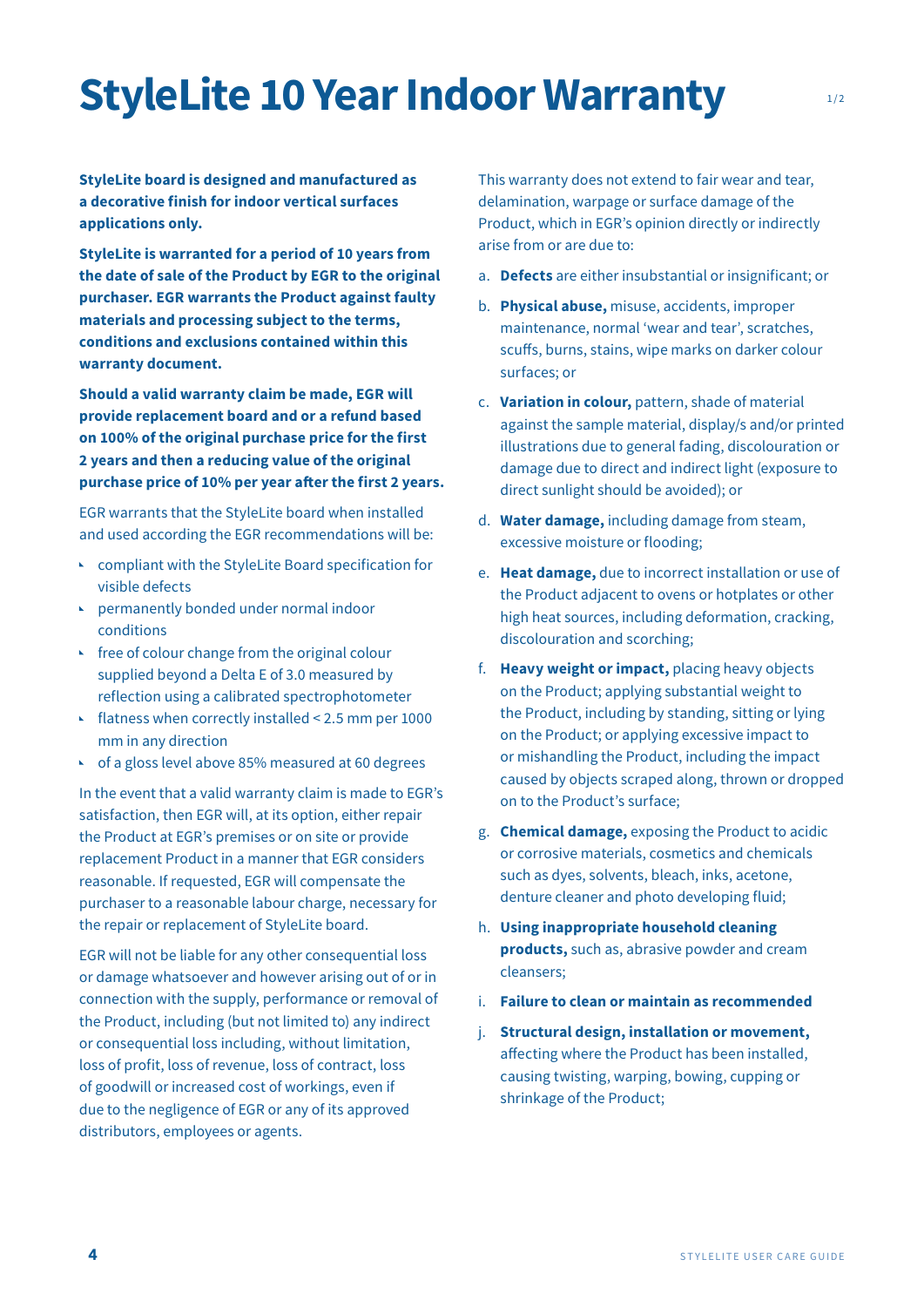# StyleLite 10 Year Indoor Warranty

**StyleLite board is designed and manufactured as a decorative finish for indoor vertical surfaces applications only.**

**StyleLite is warranted for a period of 10 years from the date of sale of the Product by EGR to the original purchaser. EGR warrants the Product against faulty materials and processing subject to the terms, conditions and exclusions contained within this warranty document.**

**Should a valid warranty claim be made, EGR will provide replacement board and or a refund based on 100% of the original purchase price for the first 2 years and then a reducing value of the original purchase price of 10% per year after the first 2 years.**

EGR warrants that the StyleLite board when installed and used according the EGR recommendations will be:

- compliant with the StyleLite Board specification for visible defects
- permanently bonded under normal indoor conditions
- free of colour change from the original colour supplied beyond a Delta E of 3.0 measured by reflection using a calibrated spectrophotometer
- flatness when correctly installed < 2.5 mm per 1000 mm in any direction
- of a gloss level above 85% measured at 60 degrees

In the event that a valid warranty claim is made to EGR's satisfaction, then EGR will, at its option, either repair the Product at EGR's premises or on site or provide replacement Product in a manner that EGR considers reasonable. If requested, EGR will compensate the purchaser to a reasonable labour charge, necessary for the repair or replacement of StyleLite board.

EGR will not be liable for any other consequential loss or damage whatsoever and however arising out of or in connection with the supply, performance or removal of the Product, including (but not limited to) any indirect or consequential loss including, without limitation, loss of profit, loss of revenue, loss of contract, loss of goodwill or increased cost of workings, even if due to the negligence of EGR or any of its approved distributors, employees or agents.

This warranty does not extend to fair wear and tear, delamination, warpage or surface damage of the Product, which in EGR's opinion directly or indirectly arise from or are due to:

a. **Defects** are either insubstantial or insignificant; or

b. **Physical abuse,** misuse, accidents, improper maintenance, normal 'wear and tear', scratches, scuffs, burns, stains, wipe marks on darker colour surfaces; or

c. **Variation in colour,** pattern, shade of material against the sample material, display/s and/or printed illustrations due to general fading, discolouration or damage due to direct and indirect light (exposure to direct sunlight should be avoided); or

d. **Water damage,** including damage from steam, excessive moisture or flooding;

e. **Heat damage,** due to incorrect installation or use of the Product adjacent to ovens or hotplates or other high heat sources, including deformation, cracking, discolouration and scorching;

f. **Heavy weight or impact,** placing heavy objects on the Product; applying substantial weight to the Product, including by standing, sitting or lying on the Product; or applying excessive impact to or mishandling the Product, including the impact caused by objects scraped along, thrown or dropped on to the Product's surface;

g. **Chemical damage,** exposing the Product to acidic or corrosive materials, cosmetics and chemicals such as dyes, solvents, bleach, inks, acetone, denture cleaner and photo developing fluid;

h. **Using inappropriate household cleaning products,** such as, abrasive powder and cream cleansers;

i. **Failure to clean or maintain as recommended**

j. **Structural design, installation or movement,** affecting where the Product has been installed, causing twisting, warping, bowing, cupping or shrinkage of the Product;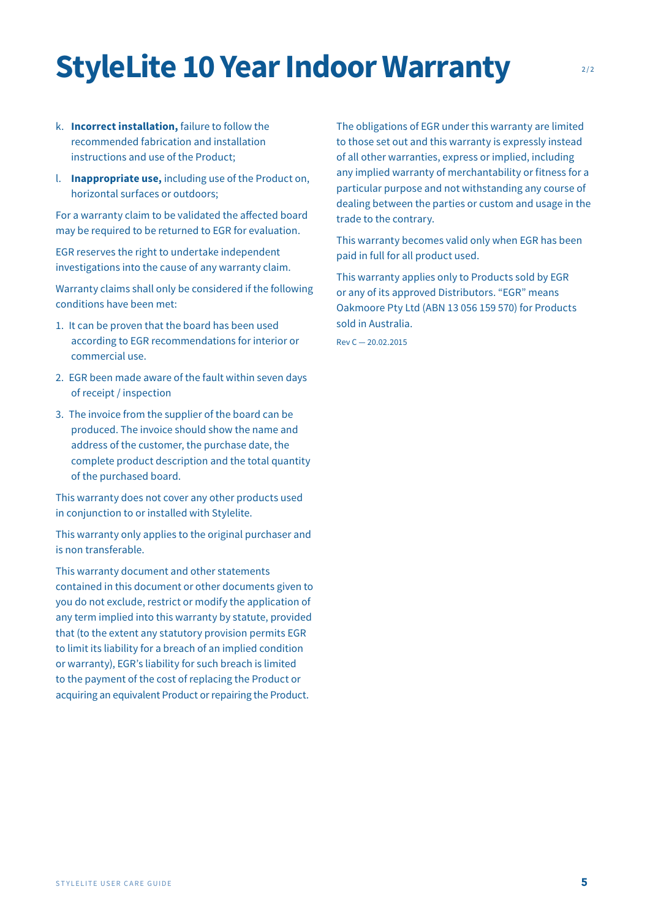# StyleLite 10 Year Indoor Warranty

k. **Incorrect installation,** failure to follow the recommended fabrication and installation instructions and use of the Product;

l. **Inappropriate use,** including use of the Product on, horizontal surfaces or outdoors;

For a warranty claim to be validated the affected board may be required to be returned to EGR for evaluation.

EGR reserves the right to undertake independent investigations into the cause of any warranty claim.

Warranty claims shall only be considered if the following conditions have been met:

1. It can be proven that the board has been used according to EGR recommendations for interior or commercial use.
2. EGR been made aware of the fault within seven days of receipt / inspection
3. The invoice from the supplier of the board can be produced. The invoice should show the name and address of the customer, the purchase date, the complete product description and the total quantity of the purchased board.

This warranty does not cover any other products used in conjunction to or installed with Stylelite.

This warranty only applies to the original purchaser and is non transferable.

This warranty document and other statements contained in this document or other documents given to you do not exclude, restrict or modify the application of any term implied into this warranty by statute, provided that (to the extent any statutory provision permits EGR to limit its liability for a breach of an implied condition or warranty), EGR's liability for such breach is limited to the payment of the cost of replacing the Product or acquiring an equivalent Product or repairing the Product.

The obligations of EGR under this warranty are limited to those set out and this warranty is expressly instead of all other warranties, express or implied, including any implied warranty of merchantability or fitness for a particular purpose and not withstanding any course of dealing between the parties or custom and usage in the trade to the contrary.

This warranty becomes valid only when EGR has been paid in full for all product used.

This warranty applies only to Products sold by EGR or any of its approved Distributors. "EGR" means Oakmoore Pty Ltd (ABN 13 056 159 570) for Products sold in Australia.

Rev C — 20.02.2015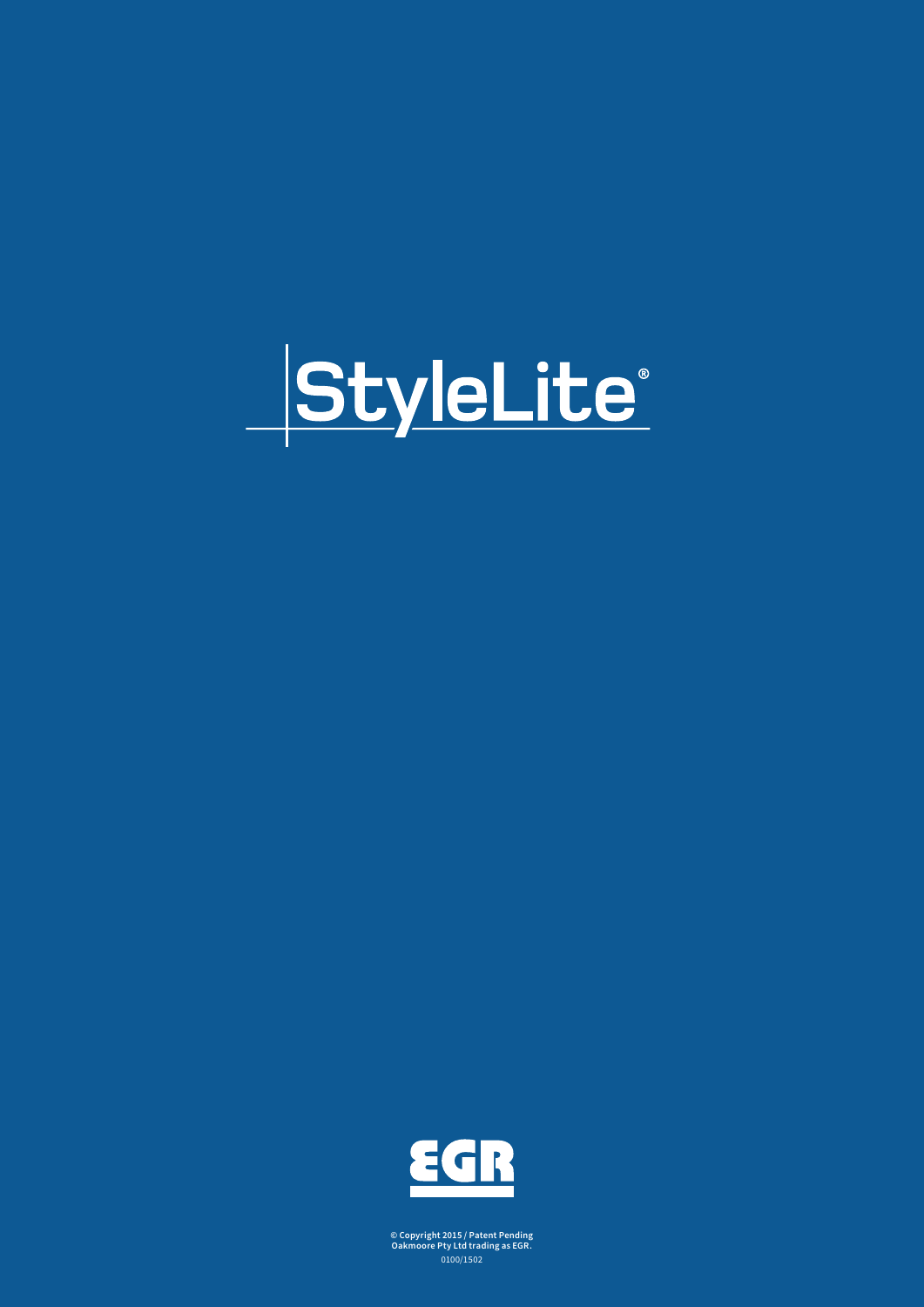# StyleLite®

EGR

**© Copyright 2015 / Patent Pending**
**Oakmoore Pty Ltd trading as EGR.**
0100/1502